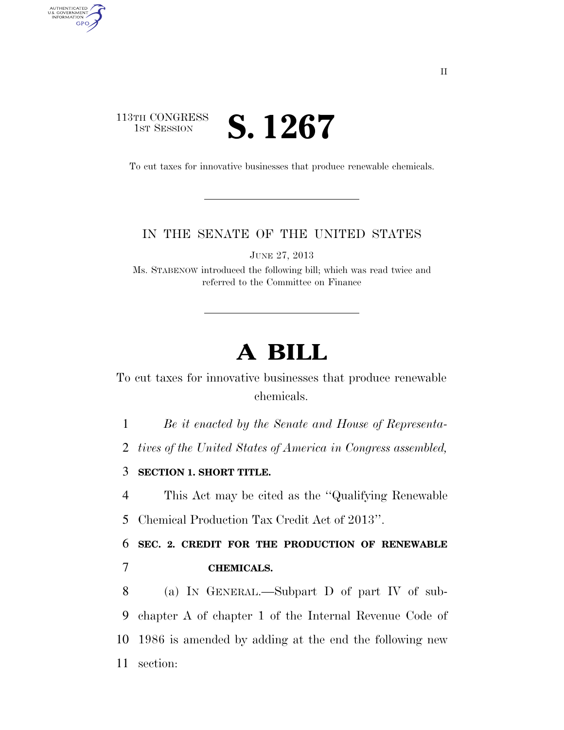113TH CONGRESS
1ST SESSION

# S. 1267

To cut taxes for innovative businesses that produce renewable chemicals.

IN THE SENATE OF THE UNITED STATES

JUNE 27, 2013

Ms. STABENOW introduced the following bill; which was read twice and referred to the Committee on Finance

# A BILL

To cut taxes for innovative businesses that produce renewable chemicals.

*Be it enacted by the Senate and House of Representatives of the United States of America in Congress assembled,*

**SECTION 1. SHORT TITLE.**

This Act may be cited as the ''Qualifying Renewable Chemical Production Tax Credit Act of 2013''.

**SEC. 2. CREDIT FOR THE PRODUCTION OF RENEWABLE CHEMICALS.**

(a) IN GENERAL.—Subpart D of part IV of subchapter A of chapter 1 of the Internal Revenue Code of 1986 is amended by adding at the end the following new section: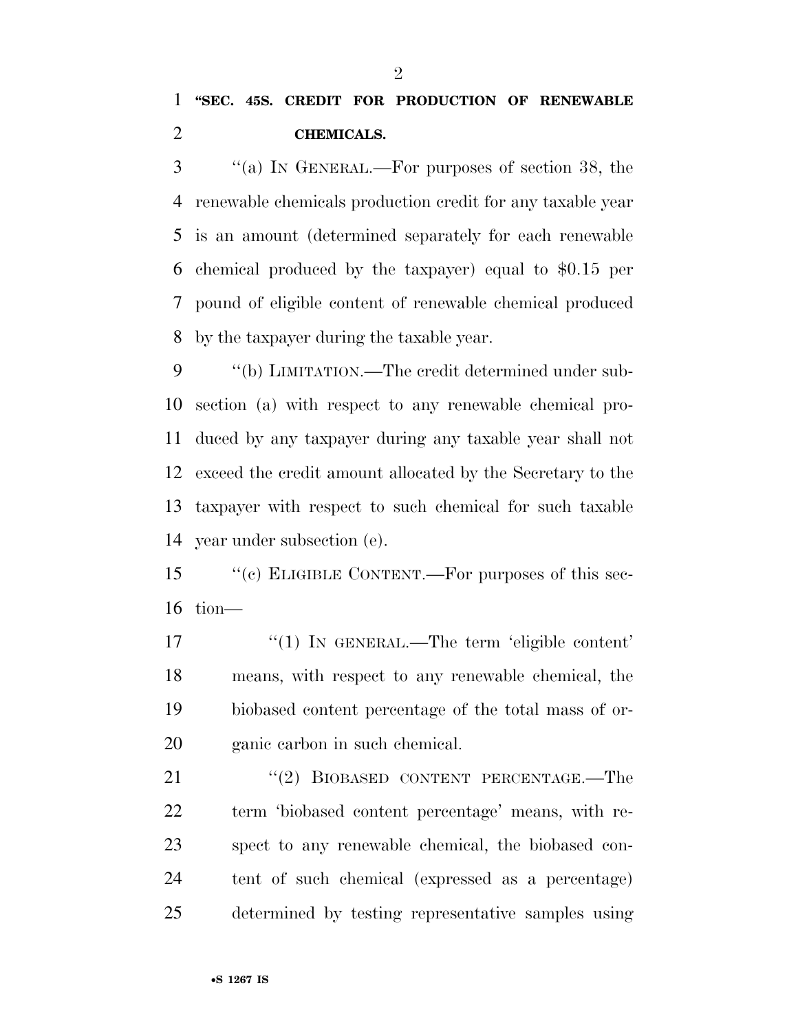**"SEC. 45S. CREDIT FOR PRODUCTION OF RENEWABLE CHEMICALS.**

"(a) IN GENERAL.—For purposes of section 38, the renewable chemicals production credit for any taxable year is an amount (determined separately for each renewable chemical produced by the taxpayer) equal to $0.15 per pound of eligible content of renewable chemical produced by the taxpayer during the taxable year.

"(b) LIMITATION.—The credit determined under subsection (a) with respect to any renewable chemical produced by any taxpayer during any taxable year shall not exceed the credit amount allocated by the Secretary to the taxpayer with respect to such chemical for such taxable year under subsection (e).

"(c) ELIGIBLE CONTENT.—For purposes of this section—

"(1) IN GENERAL.—The term 'eligible content' means, with respect to any renewable chemical, the biobased content percentage of the total mass of organic carbon in such chemical.

"(2) BIOBASED CONTENT PERCENTAGE.—The term 'biobased content percentage' means, with respect to any renewable chemical, the biobased content of such chemical (expressed as a percentage) determined by testing representative samples using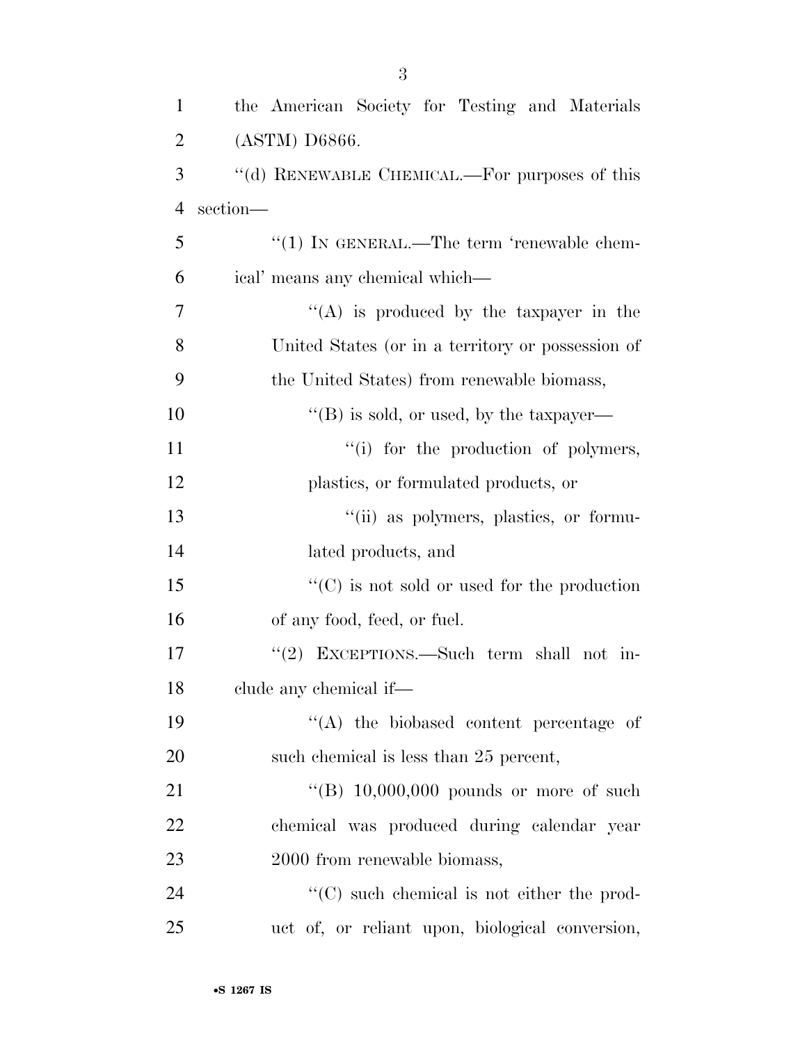the American Society for Testing and Materials (ASTM) D6866.

"(d) RENEWABLE CHEMICAL.—For purposes of this section—

"(1) IN GENERAL.—The term 'renewable chemical' means any chemical which—

"(A) is produced by the taxpayer in the United States (or in a territory or possession of the United States) from renewable biomass,

"(B) is sold, or used, by the taxpayer—

"(i) for the production of polymers, plastics, or formulated products, or

"(ii) as polymers, plastics, or formulated products, and

"(C) is not sold or used for the production of any food, feed, or fuel.

"(2) EXCEPTIONS.—Such term shall not include any chemical if—

"(A) the biobased content percentage of such chemical is less than 25 percent,

"(B) 10,000,000 pounds or more of such chemical was produced during calendar year 2000 from renewable biomass,

"(C) such chemical is not either the product of, or reliant upon, biological conversion,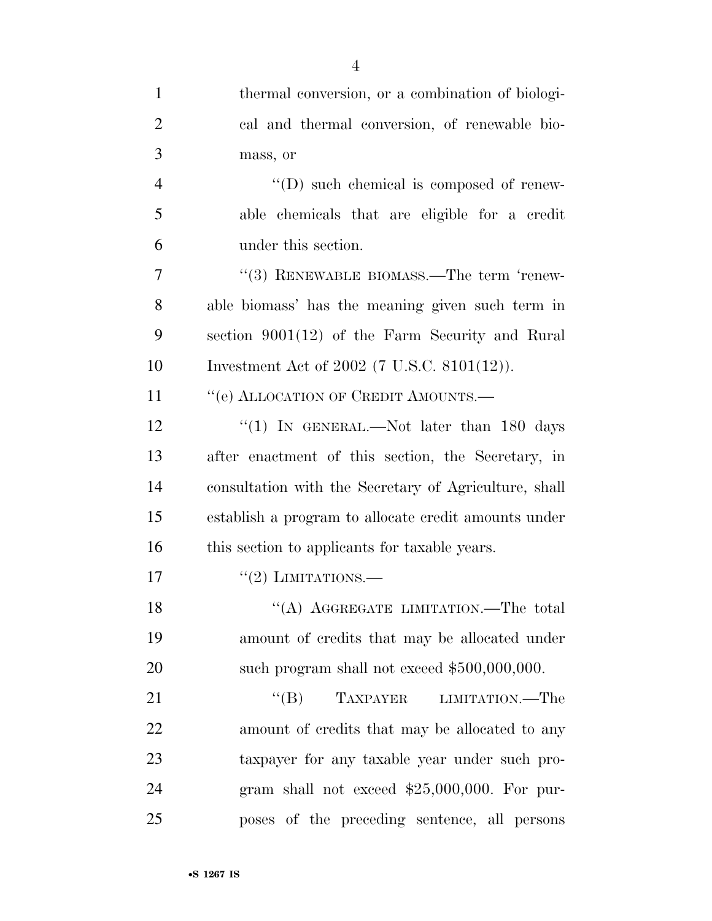thermal conversion, or a combination of biological and thermal conversion, of renewable biomass, or

"(D) such chemical is composed of renewable chemicals that are eligible for a credit under this section.

"(3) RENEWABLE BIOMASS.—The term 'renewable biomass' has the meaning given such term in section 9001(12) of the Farm Security and Rural Investment Act of 2002 (7 U.S.C. 8101(12)).

"(e) ALLOCATION OF CREDIT AMOUNTS.—

"(1) IN GENERAL.—Not later than 180 days after enactment of this section, the Secretary, in consultation with the Secretary of Agriculture, shall establish a program to allocate credit amounts under this section to applicants for taxable years.

"(2) LIMITATIONS.—

"(A) AGGREGATE LIMITATION.—The total amount of credits that may be allocated under such program shall not exceed $500,000,000.

"(B) TAXPAYER LIMITATION.—The amount of credits that may be allocated to any taxpayer for any taxable year under such program shall not exceed $25,000,000. For purposes of the preceding sentence, all persons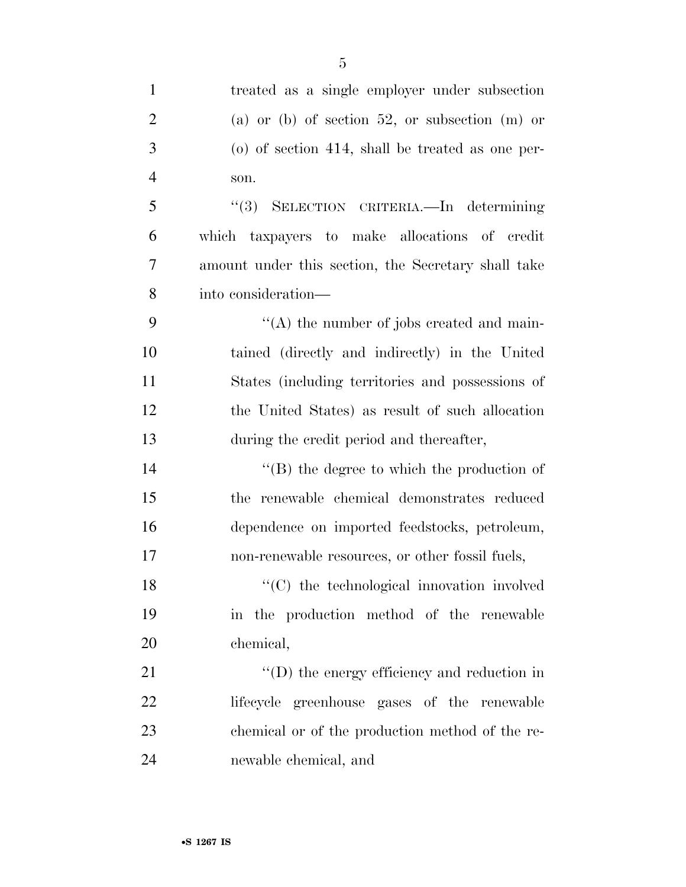treated as a single employer under subsection (a) or (b) of section 52, or subsection (m) or (o) of section 414, shall be treated as one person.

"(3) SELECTION CRITERIA.—In determining which taxpayers to make allocations of credit amount under this section, the Secretary shall take into consideration—

"(A) the number of jobs created and maintained (directly and indirectly) in the United States (including territories and possessions of the United States) as result of such allocation during the credit period and thereafter,

"(B) the degree to which the production of the renewable chemical demonstrates reduced dependence on imported feedstocks, petroleum, non-renewable resources, or other fossil fuels,

"(C) the technological innovation involved in the production method of the renewable chemical,

"(D) the energy efficiency and reduction in lifecycle greenhouse gases of the renewable chemical or of the production method of the renewable chemical, and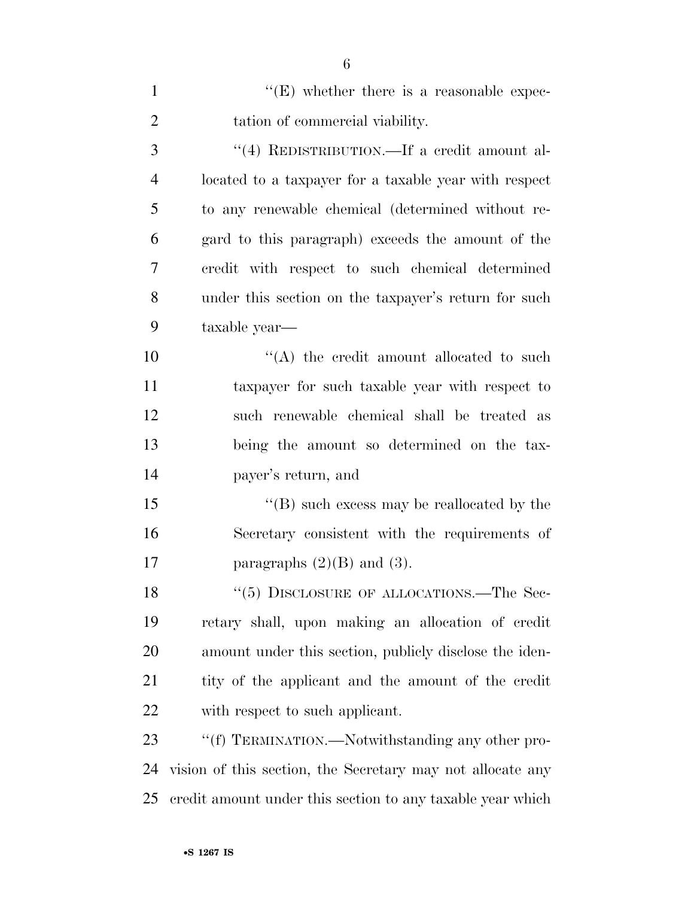"(E) whether there is a reasonable expectation of commercial viability.

"(4) REDISTRIBUTION.—If a credit amount allocated to a taxpayer for a taxable year with respect to any renewable chemical (determined without regard to this paragraph) exceeds the amount of the credit with respect to such chemical determined under this section on the taxpayer's return for such taxable year—

"(A) the credit amount allocated to such taxpayer for such taxable year with respect to such renewable chemical shall be treated as being the amount so determined on the taxpayer's return, and

"(B) such excess may be reallocated by the Secretary consistent with the requirements of paragraphs (2)(B) and (3).

"(5) DISCLOSURE OF ALLOCATIONS.—The Secretary shall, upon making an allocation of credit amount under this section, publicly disclose the identity of the applicant and the amount of the credit with respect to such applicant.

"(f) TERMINATION.—Notwithstanding any other provision of this section, the Secretary may not allocate any credit amount under this section to any taxable year which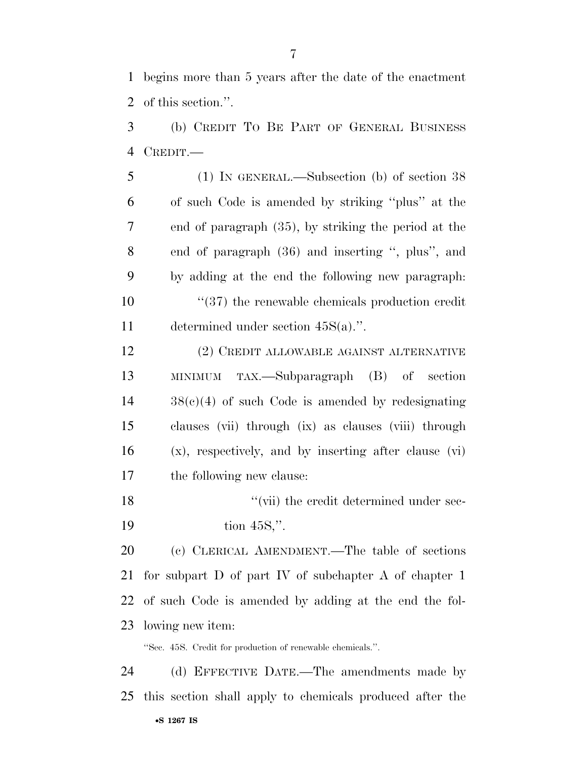begins more than 5 years after the date of the enactment of this section.''.

(b) CREDIT TO BE PART OF GENERAL BUSINESS CREDIT.—

(1) IN GENERAL.—Subsection (b) of section 38 of such Code is amended by striking ''plus'' at the end of paragraph (35), by striking the period at the end of paragraph (36) and inserting '', plus'', and by adding at the end the following new paragraph:

''(37) the renewable chemicals production credit determined under section 45S(a).''.

(2) CREDIT ALLOWABLE AGAINST ALTERNATIVE MINIMUM TAX.—Subparagraph (B) of section 38(c)(4) of such Code is amended by redesignating clauses (vii) through (ix) as clauses (viii) through (x), respectively, and by inserting after clause (vi) the following new clause:

''(vii) the credit determined under section 45S,''.

(c) CLERICAL AMENDMENT.—The table of sections for subpart D of part IV of subchapter A of chapter 1 of such Code is amended by adding at the end the following new item:

''Sec. 45S. Credit for production of renewable chemicals.''.

(d) EFFECTIVE DATE.—The amendments made by this section shall apply to chemicals produced after the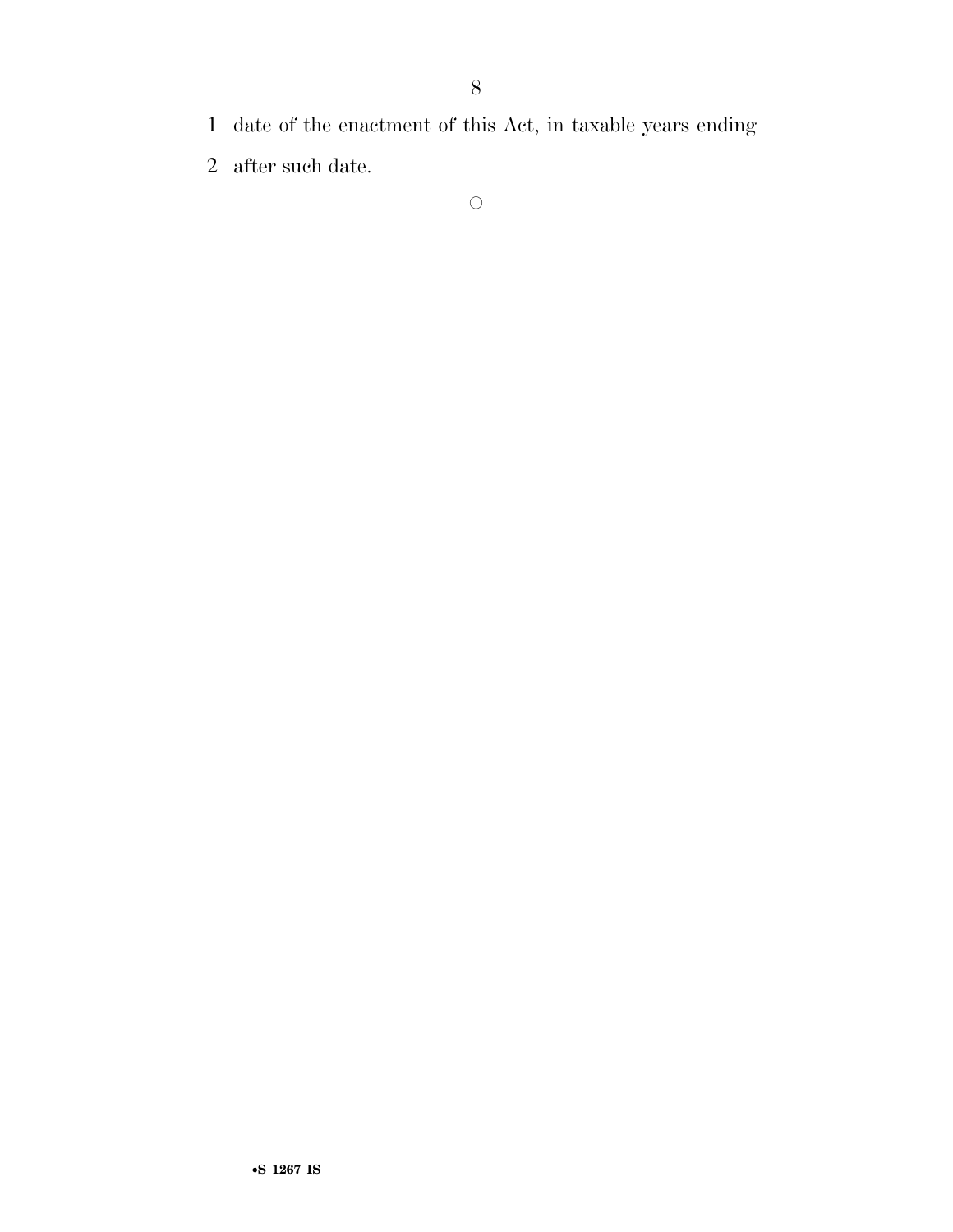date of the enactment of this Act, in taxable years ending after such date.

○